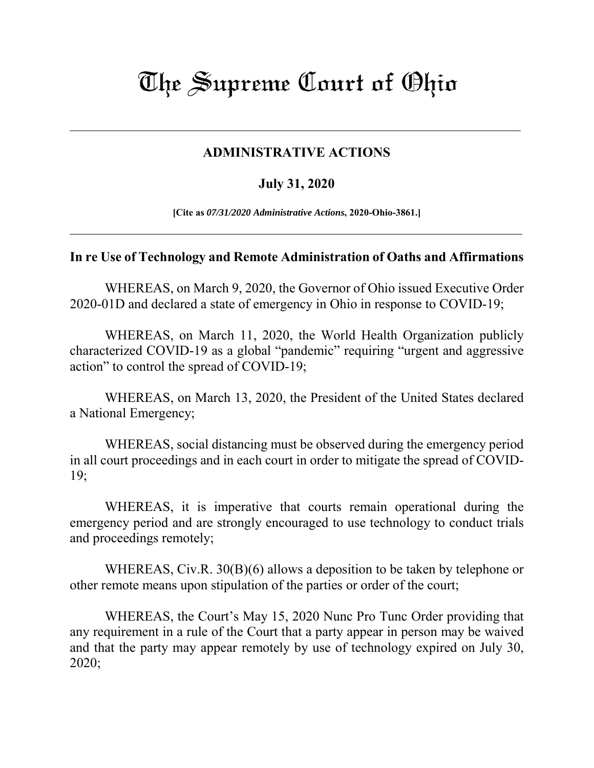# The Supreme Court of Ohio

---

## ADMINISTRATIVE ACTIONS

**July 31, 2020**

**[Cite as *07/31/2020 Administrative Actions*, 2020-Ohio-3861.]**

---

### In re Use of Technology and Remote Administration of Oaths and Affirmations

WHEREAS, on March 9, 2020, the Governor of Ohio issued Executive Order 2020-01D and declared a state of emergency in Ohio in response to COVID-19;

WHEREAS, on March 11, 2020, the World Health Organization publicly characterized COVID-19 as a global "pandemic" requiring "urgent and aggressive action" to control the spread of COVID-19;

WHEREAS, on March 13, 2020, the President of the United States declared a National Emergency;

WHEREAS, social distancing must be observed during the emergency period in all court proceedings and in each court in order to mitigate the spread of COVID-19;

WHEREAS, it is imperative that courts remain operational during the emergency period and are strongly encouraged to use technology to conduct trials and proceedings remotely;

WHEREAS, Civ.R. 30(B)(6) allows a deposition to be taken by telephone or other remote means upon stipulation of the parties or order of the court;

WHEREAS, the Court's May 15, 2020 Nunc Pro Tunc Order providing that any requirement in a rule of the Court that a party appear in person may be waived and that the party may appear remotely by use of technology expired on July 30, 2020;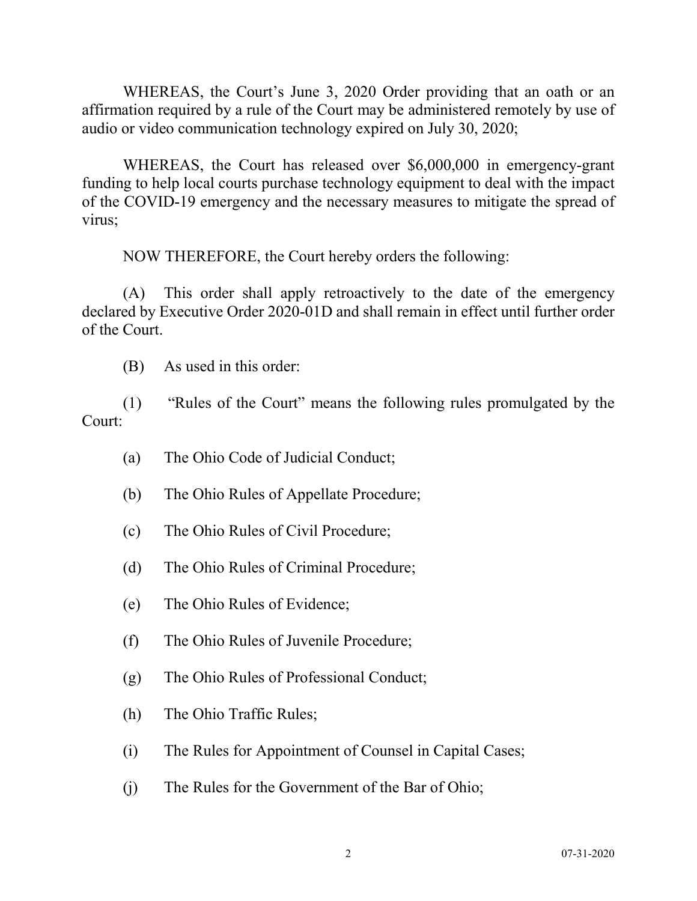WHEREAS, the Court's June 3, 2020 Order providing that an oath or an affirmation required by a rule of the Court may be administered remotely by use of audio or video communication technology expired on July 30, 2020;

WHEREAS, the Court has released over $6,000,000 in emergency-grant funding to help local courts purchase technology equipment to deal with the impact of the COVID-19 emergency and the necessary measures to mitigate the spread of virus;

NOW THEREFORE, the Court hereby orders the following:

(A) This order shall apply retroactively to the date of the emergency declared by Executive Order 2020-01D and shall remain in effect until further order of the Court.

(B) As used in this order:

(1) "Rules of the Court" means the following rules promulgated by the Court:

(a) The Ohio Code of Judicial Conduct;

(b) The Ohio Rules of Appellate Procedure;

(c) The Ohio Rules of Civil Procedure;

(d) The Ohio Rules of Criminal Procedure;

(e) The Ohio Rules of Evidence;

(f) The Ohio Rules of Juvenile Procedure;

(g) The Ohio Rules of Professional Conduct;

(h) The Ohio Traffic Rules;

(i) The Rules for Appointment of Counsel in Capital Cases;

(j) The Rules for the Government of the Bar of Ohio;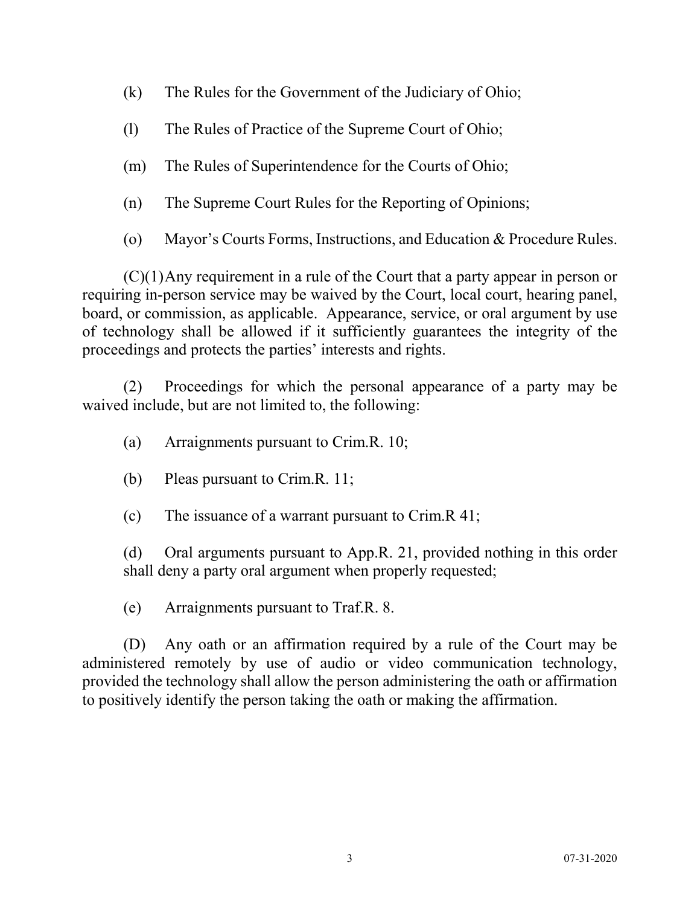(k) The Rules for the Government of the Judiciary of Ohio;

(l) The Rules of Practice of the Supreme Court of Ohio;

(m) The Rules of Superintendence for the Courts of Ohio;

(n) The Supreme Court Rules for the Reporting of Opinions;

(o) Mayor's Courts Forms, Instructions, and Education & Procedure Rules.

(C)(1) Any requirement in a rule of the Court that a party appear in person or requiring in-person service may be waived by the Court, local court, hearing panel, board, or commission, as applicable. Appearance, service, or oral argument by use of technology shall be allowed if it sufficiently guarantees the integrity of the proceedings and protects the parties' interests and rights.

(2) Proceedings for which the personal appearance of a party may be waived include, but are not limited to, the following:

(a) Arraignments pursuant to Crim.R. 10;

(b) Pleas pursuant to Crim.R. 11;

(c) The issuance of a warrant pursuant to Crim.R 41;

(d) Oral arguments pursuant to App.R. 21, provided nothing in this order shall deny a party oral argument when properly requested;

(e) Arraignments pursuant to Traf.R. 8.

(D) Any oath or an affirmation required by a rule of the Court may be administered remotely by use of audio or video communication technology, provided the technology shall allow the person administering the oath or affirmation to positively identify the person taking the oath or making the affirmation.